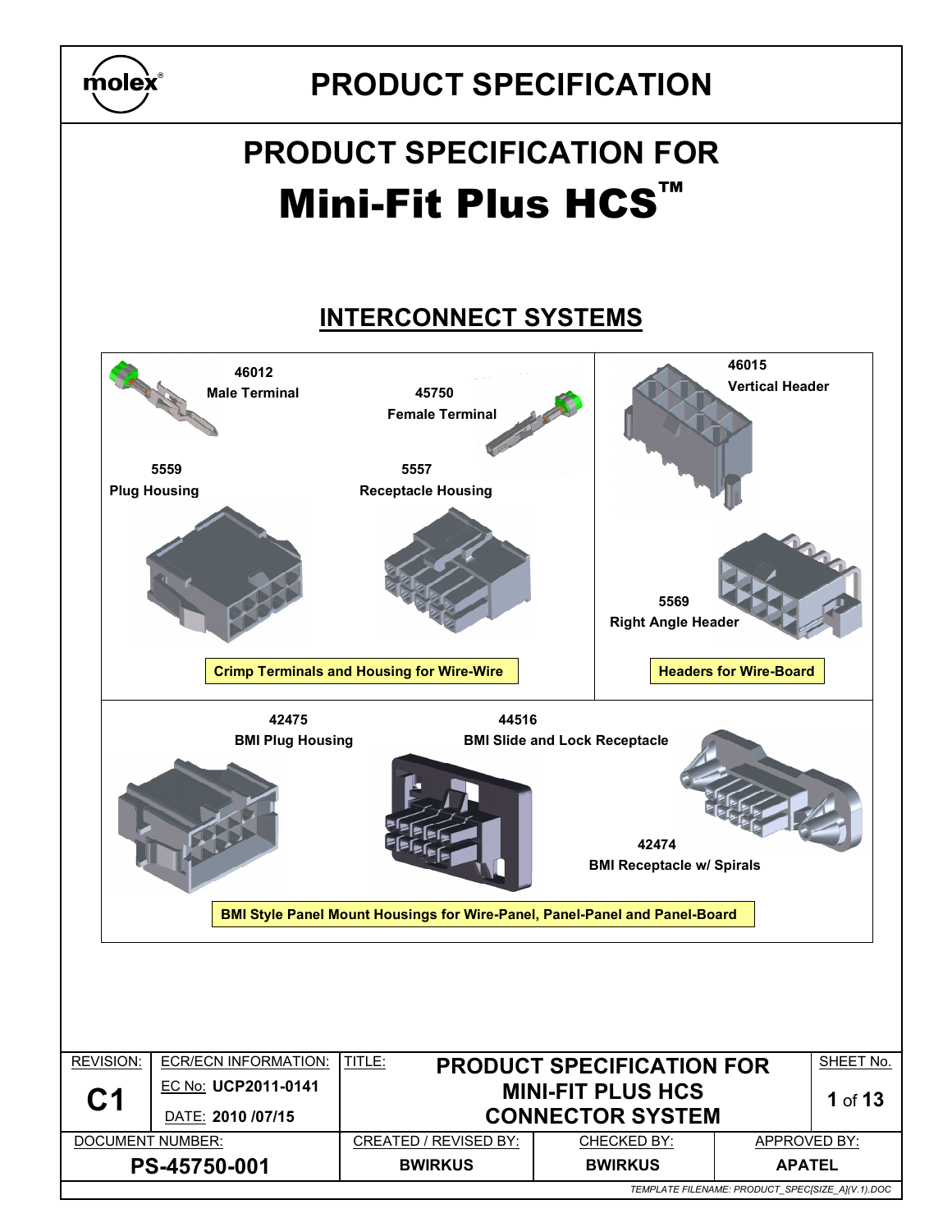# PRODUCT SPECIFICATION

## PRODUCT SPECIFICATION FOR
# Mini-Fit Plus HCS™

## INTERCONNECT SYSTEMS

**46012**
**Male Terminal**

**45750**
**Female Terminal**

**5559**
**Plug Housing**

**5557**
**Receptacle Housing**

**Crimp Terminals and Housing for Wire-Wire**

**46015**
**Vertical Header**

**5569**
**Right Angle Header**

**Headers for Wire-Board**

**42475**
**BMI Plug Housing**

**44516**
**BMI Slide and Lock Receptacle**

**42474**
**BMI Receptacle w/ Spirals**

**BMI Style Panel Mount Housings for Wire-Panel, Panel-Panel and Panel-Board**

| REVISION: | ECR/ECN INFORMATION: | TITLE: | | SHEET No. |
|---|---|---|---|---|
| **C1** | EC No: **UCP2011-0141** DATE: **2010 /07/15** | **PRODUCT SPECIFICATION FOR MINI-FIT PLUS HCS CONNECTOR SYSTEM** | | **1** of **13** |
| DOCUMENT NUMBER: | | CREATED / REVISED BY: | CHECKED BY: | APPROVED BY: |
| **PS-45750-001** | | **BWIRKUS** | **BWIRKUS** | **APATEL** |

*TEMPLATE FILENAME: PRODUCT_SPEC[SIZE_A](V.1).DOC*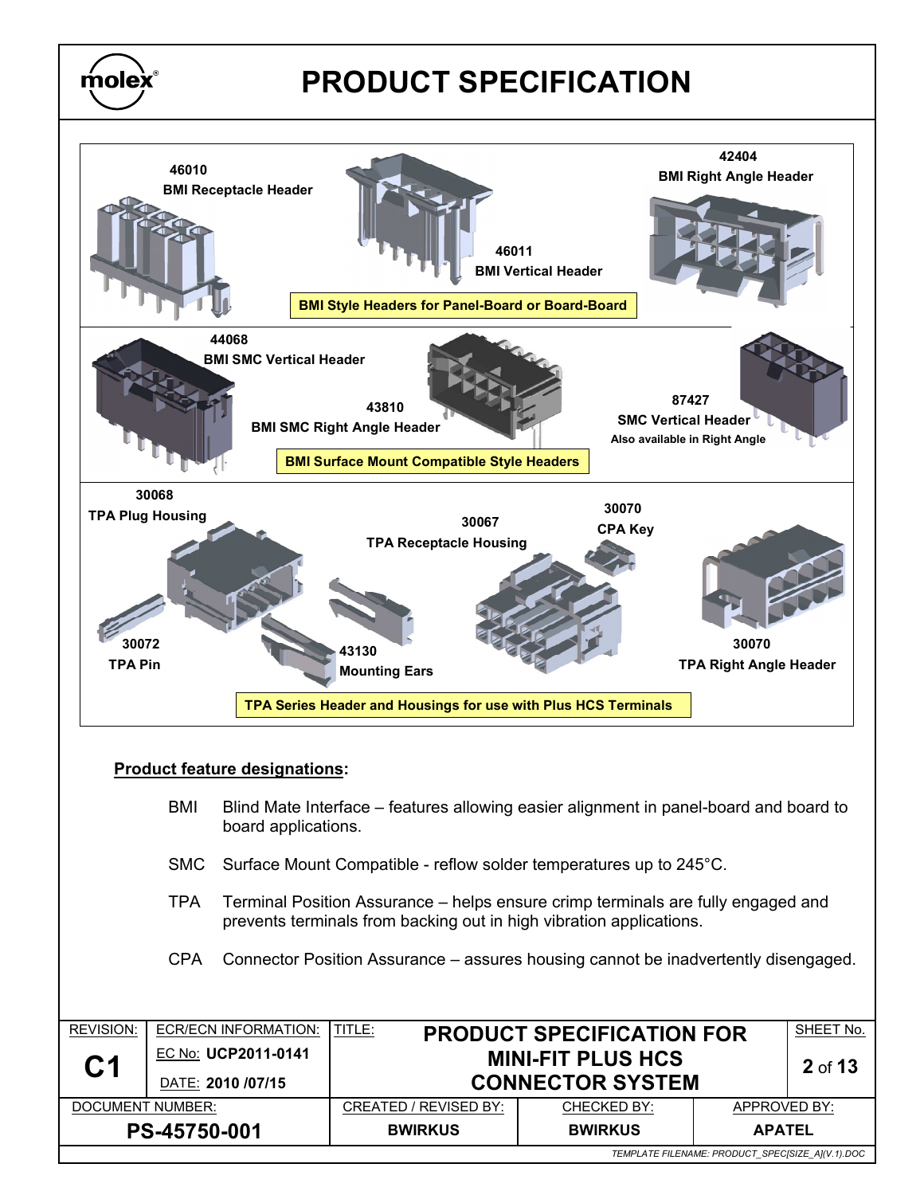# PRODUCT SPECIFICATION

46010
**BMI Receptacle Header**

46011
**BMI Vertical Header**

42404
**BMI Right Angle Header**

**BMI Style Headers for Panel-Board or Board-Board**

44068
**BMI SMC Vertical Header**

43810
**BMI SMC Right Angle Header**

87427
**SMC Vertical Header**
**Also available in Right Angle**

**BMI Surface Mount Compatible Style Headers**

30068
**TPA Plug Housing**

30067
**TPA Receptacle Housing**

30070
**CPA Key**

30072
**TPA Pin**

43130
**Mounting Ears**

30070
**TPA Right Angle Header**

**TPA Series Header and Housings for use with Plus HCS Terminals**

**Product feature designations:**

BMI Blind Mate Interface – features allowing easier alignment in panel-board and board to board applications.

SMC Surface Mount Compatible - reflow solder temperatures up to 245°C.

TPA Terminal Position Assurance – helps ensure crimp terminals are fully engaged and prevents terminals from backing out in high vibration applications.

CPA Connector Position Assurance – assures housing cannot be inadvertently disengaged.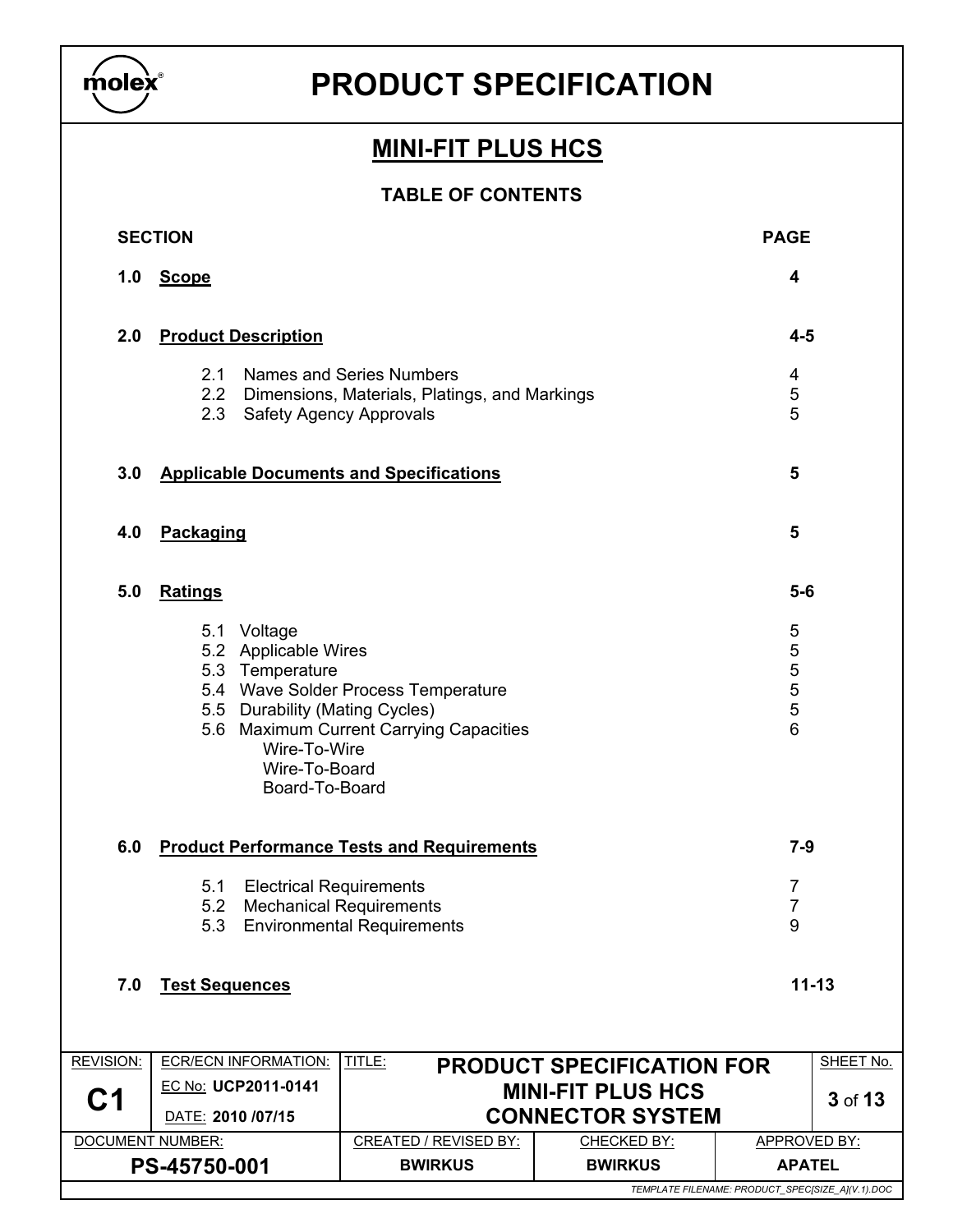# PRODUCT SPECIFICATION

## MINI-FIT PLUS HCS

### TABLE OF CONTENTS

| SECTION | PAGE |
|---|---|
| **1.0 Scope** | **4** |
| **2.0 Product Description** | **4-5** |
| 2.1 Names and Series Numbers | 4 |
| 2.2 Dimensions, Materials, Platings, and Markings | 5 |
| 2.3 Safety Agency Approvals | 5 |
| **3.0 Applicable Documents and Specifications** | **5** |
| **4.0 Packaging** | **5** |
| **5.0 Ratings** | **5-6** |
| 5.1 Voltage | 5 |
| 5.2 Applicable Wires | 5 |
| 5.3 Temperature | 5 |
| 5.4 Wave Solder Process Temperature | 5 |
| 5.5 Durability (Mating Cycles) | 5 |
| 5.6 Maximum Current Carrying Capacities | 6 |
| Wire-To-Wire | |
| Wire-To-Board | |
| Board-To-Board | |
| **6.0 Product Performance Tests and Requirements** | **7-9** |
| 5.1 Electrical Requirements | 7 |
| 5.2 Mechanical Requirements | 7 |
| 5.3 Environmental Requirements | 9 |
| **7.0 Test Sequences** | **11-13** |

| REVISION: | ECR/ECN INFORMATION: | TITLE: | | SHEET No. |
|---|---|---|---|---|
| **C1** | EC No: **UCP2011-0141** DATE: **2010 /07/15** | **PRODUCT SPECIFICATION FOR MINI-FIT PLUS HCS CONNECTOR SYSTEM** | | **3** of **13** |
| DOCUMENT NUMBER: | CREATED / REVISED BY: | CHECKED BY: | APPROVED BY: | |
| **PS-45750-001** | **BWIRKUS** | **BWIRKUS** | **APATEL** | |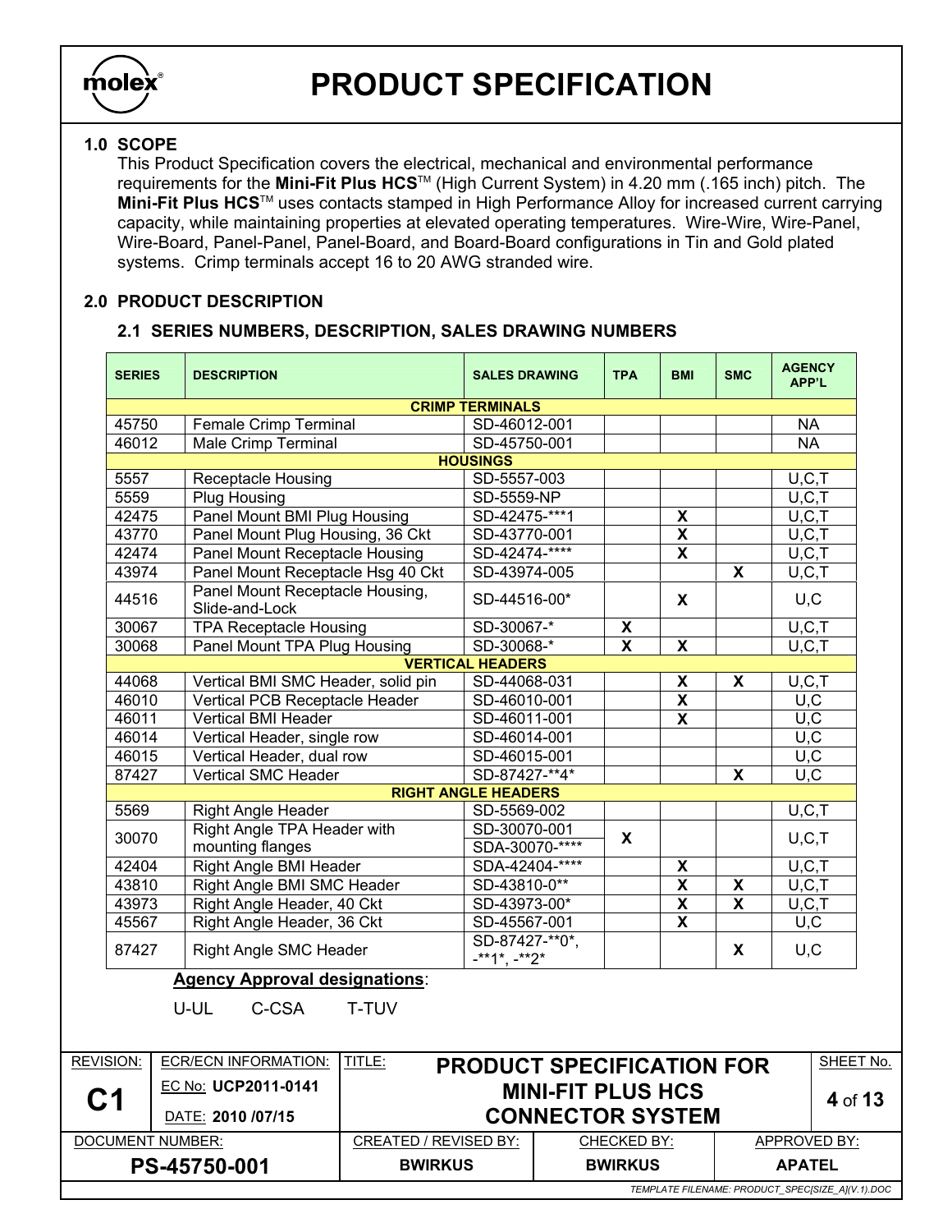## 1.0 SCOPE

This Product Specification covers the electrical, mechanical and environmental performance requirements for the **Mini-Fit Plus HCS**™ (High Current System) in 4.20 mm (.165 inch) pitch. The **Mini-Fit Plus HCS**™ uses contacts stamped in High Performance Alloy for increased current carrying capacity, while maintaining properties at elevated operating temperatures. Wire-Wire, Wire-Panel, Wire-Board, Panel-Panel, Panel-Board, and Board-Board configurations in Tin and Gold plated systems. Crimp terminals accept 16 to 20 AWG stranded wire.

## 2.0 PRODUCT DESCRIPTION

### 2.1 SERIES NUMBERS, DESCRIPTION, SALES DRAWING NUMBERS

| SERIES | DESCRIPTION | SALES DRAWING | TPA | BMI | SMC | AGENCY APP'L |
|---|---|---|---|---|---|---|
| **CRIMP TERMINALS** | | | | | | |
| 45750 | Female Crimp Terminal | SD-46012-001 | | | | NA |
| 46012 | Male Crimp Terminal | SD-45750-001 | | | | NA |
| **HOUSINGS** | | | | | | |
| 5557 | Receptacle Housing | SD-5557-003 | | | | U,C,T |
| 5559 | Plug Housing | SD-5559-NP | | | | U,C,T |
| 42475 | Panel Mount BMI Plug Housing | SD-42475-***1 | | X | | U,C,T |
| 43770 | Panel Mount Plug Housing, 36 Ckt | SD-43770-001 | | X | | U,C,T |
| 42474 | Panel Mount Receptacle Housing | SD-42474-**** | | X | | U,C,T |
| 43974 | Panel Mount Receptacle Hsg 40 Ckt | SD-43974-005 | | | X | U,C,T |
| 44516 | Panel Mount Receptacle Housing, Slide-and-Lock | SD-44516-00* | | X | | U,C |
| 30067 | TPA Receptacle Housing | SD-30067-* | X | | | U,C,T |
| 30068 | Panel Mount TPA Plug Housing | SD-30068-* | X | X | | U,C,T |
| **VERTICAL HEADERS** | | | | | | |
| 44068 | Vertical BMI SMC Header, solid pin | SD-44068-031 | | X | X | U,C,T |
| 46010 | Vertical PCB Receptacle Header | SD-46010-001 | | X | | U,C |
| 46011 | Vertical BMI Header | SD-46011-001 | | X | | U,C |
| 46014 | Vertical Header, single row | SD-46014-001 | | | | U,C |
| 46015 | Vertical Header, dual row | SD-46015-001 | | | | U,C |
| 87427 | Vertical SMC Header | SD-87427-**4* | | | X | U,C |
| **RIGHT ANGLE HEADERS** | | | | | | |
| 5569 | Right Angle Header | SD-5569-002 | | | | U,C,T |
| 30070 | Right Angle TPA Header with mounting flanges | SD-30070-001<br>SDA-30070-**** | X | | | U,C,T |
| 42404 | Right Angle BMI Header | SDA-42404-**** | | X | | U,C,T |
| 43810 | Right Angle BMI SMC Header | SD-43810-0** | | X | X | U,C,T |
| 43973 | Right Angle Header, 40 Ckt | SD-43973-00* | | X | X | U,C,T |
| 45567 | Right Angle Header, 36 Ckt | SD-45567-001 | | X | | U,C |
| 87427 | Right Angle SMC Header | SD-87427-**0*, -**1*, -**2* | | | X | U,C |

<u>**Agency Approval designations**</u>:

U-UL C-CSA T-TUV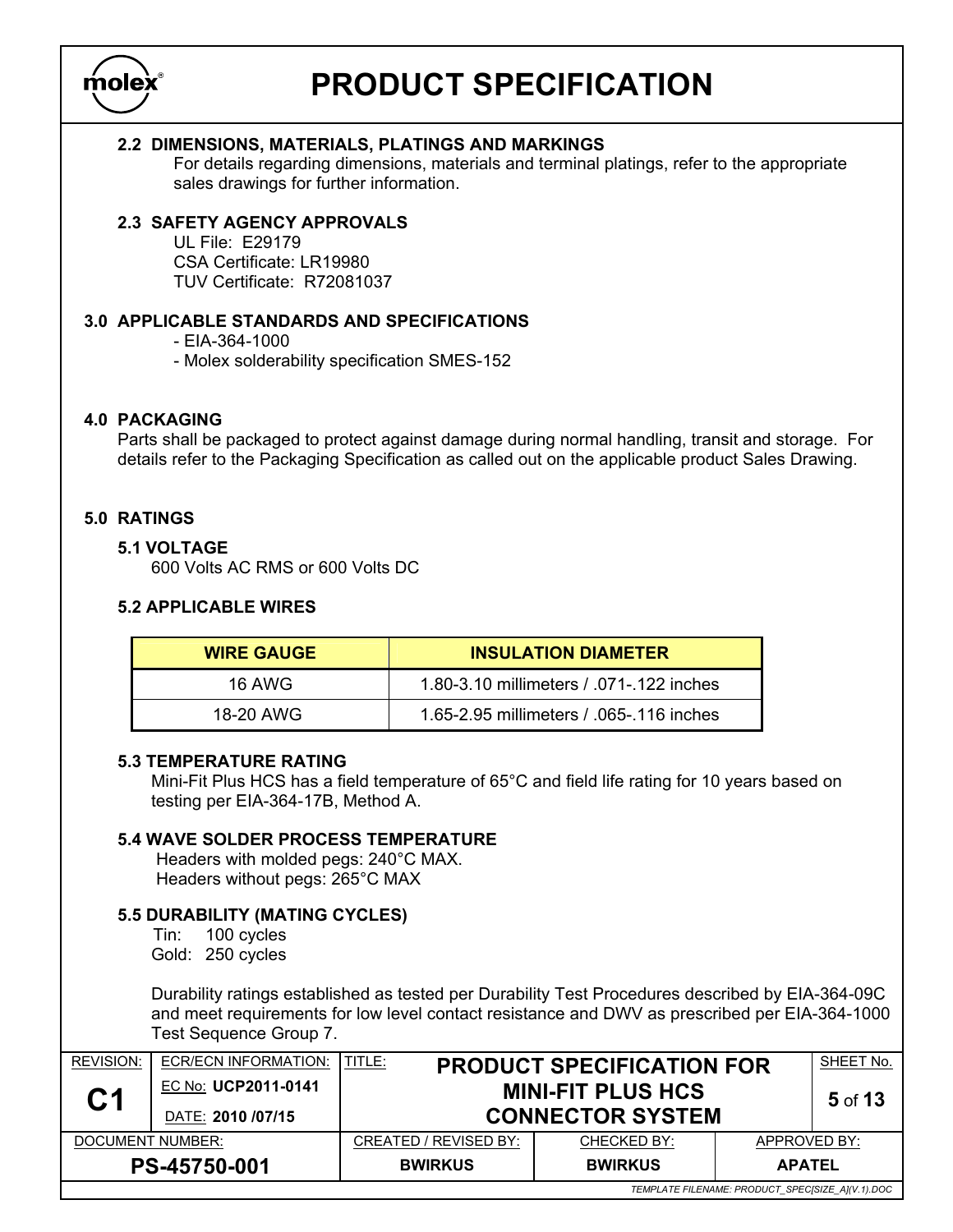### 2.2 DIMENSIONS, MATERIALS, PLATINGS AND MARKINGS

For details regarding dimensions, materials and terminal platings, refer to the appropriate sales drawings for further information.

### 2.3 SAFETY AGENCY APPROVALS

UL File: E29179
CSA Certificate: LR19980
TUV Certificate: R72081037

## 3.0 APPLICABLE STANDARDS AND SPECIFICATIONS

- EIA-364-1000
- Molex solderability specification SMES-152

## 4.0 PACKAGING

Parts shall be packaged to protect against damage during normal handling, transit and storage. For details refer to the Packaging Specification as called out on the applicable product Sales Drawing.

## 5.0 RATINGS

### 5.1 VOLTAGE

600 Volts AC RMS or 600 Volts DC

### 5.2 APPLICABLE WIRES

| WIRE GAUGE | INSULATION DIAMETER |
|---|---|
| 16 AWG | 1.80-3.10 millimeters / .071-.122 inches |
| 18-20 AWG | 1.65-2.95 millimeters / .065-.116 inches |

### 5.3 TEMPERATURE RATING

Mini-Fit Plus HCS has a field temperature of 65°C and field life rating for 10 years based on testing per EIA-364-17B, Method A.

### 5.4 WAVE SOLDER PROCESS TEMPERATURE

Headers with molded pegs: 240°C MAX.
Headers without pegs: 265°C MAX

### 5.5 DURABILITY (MATING CYCLES)

Tin: 100 cycles
Gold: 250 cycles

Durability ratings established as tested per Durability Test Procedures described by EIA-364-09C and meet requirements for low level contact resistance and DWV as prescribed per EIA-364-1000 Test Sequence Group 7.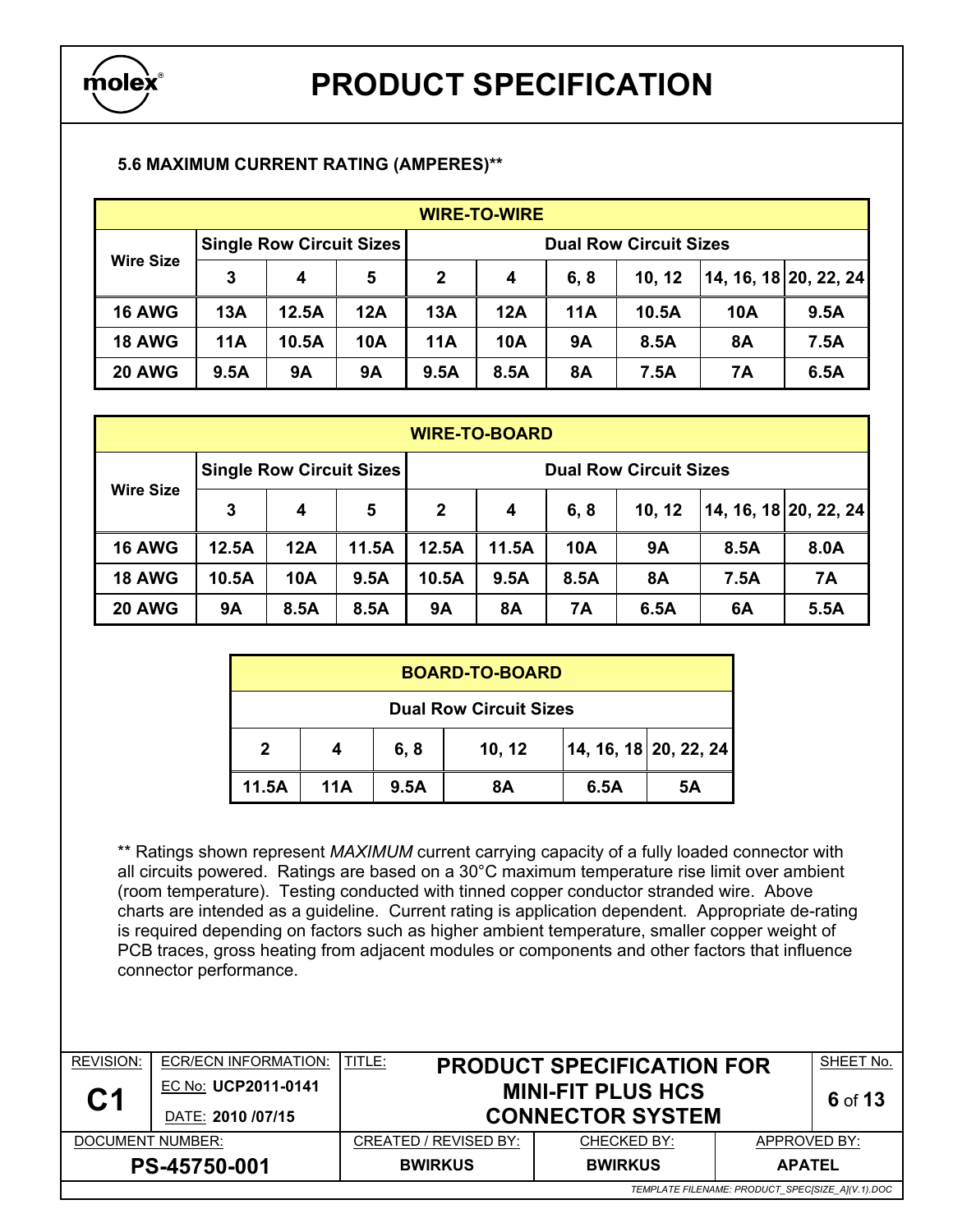### 5.6 MAXIMUM CURRENT RATING (AMPERES)**

| WIRE-TO-WIRE | | | | | | | | | |
|---|---|---|---|---|---|---|---|---|---|
| **Wire Size** | **Single Row Circuit Sizes** | | | **Dual Row Circuit Sizes** | | | | | |
| | **3** | **4** | **5** | **2** | **4** | **6, 8** | **10, 12** | **14, 16, 18** | **20, 22, 24** |
| **16 AWG** | **13A** | **12.5A** | **12A** | **13A** | **12A** | **11A** | **10.5A** | **10A** | **9.5A** |
| **18 AWG** | **11A** | **10.5A** | **10A** | **11A** | **10A** | **9A** | **8.5A** | **8A** | **7.5A** |
| **20 AWG** | **9.5A** | **9A** | **9A** | **9.5A** | **8.5A** | **8A** | **7.5A** | **7A** | **6.5A** |

| WIRE-TO-BOARD | | | | | | | | | |
|---|---|---|---|---|---|---|---|---|---|
| **Wire Size** | **Single Row Circuit Sizes** | | | **Dual Row Circuit Sizes** | | | | | |
| | **3** | **4** | **5** | **2** | **4** | **6, 8** | **10, 12** | **14, 16, 18** | **20, 22, 24** |
| **16 AWG** | **12.5A** | **12A** | **11.5A** | **12.5A** | **11.5A** | **10A** | **9A** | **8.5A** | **8.0A** |
| **18 AWG** | **10.5A** | **10A** | **9.5A** | **10.5A** | **9.5A** | **8.5A** | **8A** | **7.5A** | **7A** |
| **20 AWG** | **9A** | **8.5A** | **8.5A** | **9A** | **8A** | **7A** | **6.5A** | **6A** | **5.5A** |

| BOARD-TO-BOARD | | | | | |
|---|---|---|---|---|---|
| **Dual Row Circuit Sizes** | | | | | |
| **2** | **4** | **6, 8** | **10, 12** | **14, 16, 18** | **20, 22, 24** |
| **11.5A** | **11A** | **9.5A** | **8A** | **6.5A** | **5A** |

** Ratings shown represent *MAXIMUM* current carrying capacity of a fully loaded connector with all circuits powered. Ratings are based on a 30°C maximum temperature rise limit over ambient (room temperature). Testing conducted with tinned copper conductor stranded wire. Above charts are intended as a guideline. Current rating is application dependent. Appropriate de-rating is required depending on factors such as higher ambient temperature, smaller copper weight of PCB traces, gross heating from adjacent modules or components and other factors that influence connector performance.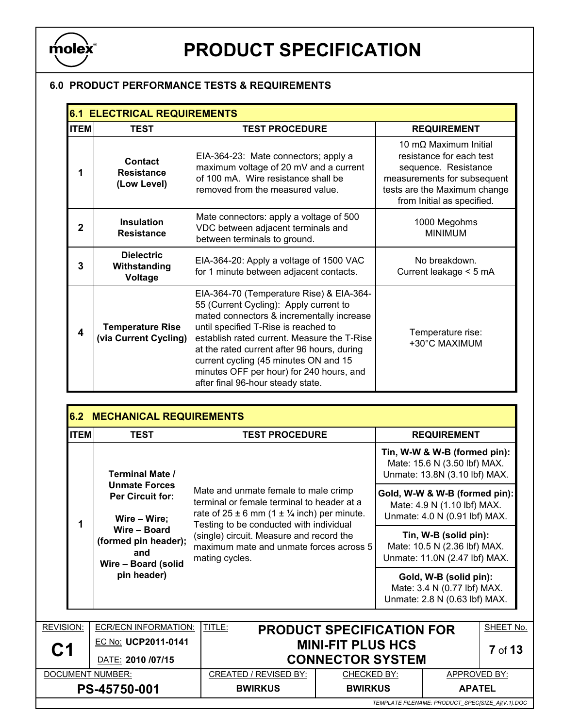## 6.0 PRODUCT PERFORMANCE TESTS & REQUIREMENTS

### 6.1 ELECTRICAL REQUIREMENTS

| ITEM | TEST | TEST PROCEDURE | REQUIREMENT |
|---|---|---|---|
| 1 | **Contact Resistance (Low Level)** | EIA-364-23: Mate connectors; apply a maximum voltage of 20 mV and a current of 100 mA. Wire resistance shall be removed from the measured value. | 10 mΩ Maximum Initial resistance for each test sequence. Resistance measurements for subsequent tests are the Maximum change from Initial as specified. |
| 2 | **Insulation Resistance** | Mate connectors: apply a voltage of 500 VDC between adjacent terminals and between terminals to ground. | 1000 Megohms MINIMUM |
| 3 | **Dielectric Withstanding Voltage** | EIA-364-20: Apply a voltage of 1500 VAC for 1 minute between adjacent contacts. | No breakdown. Current leakage < 5 mA |
| 4 | **Temperature Rise (via Current Cycling)** | EIA-364-70 (Temperature Rise) & EIA-364-55 (Current Cycling): Apply current to mated connectors & incrementally increase until specified T-Rise is reached to establish rated current. Measure the T-Rise at the rated current after 96 hours, during current cycling (45 minutes ON and 15 minutes OFF per hour) for 240 hours, and after final 96-hour steady state. | Temperature rise: +30°C MAXIMUM |

### 6.2 MECHANICAL REQUIREMENTS

| ITEM | TEST | TEST PROCEDURE | REQUIREMENT |
|---|---|---|---|
| 1 | **Terminal Mate / Unmate Forces Per Circuit for: Wire – Wire; Wire – Board (formed pin header); and Wire – Board (solid pin header)** | Mate and unmate female to male crimp terminal or female terminal to header at a rate of 25 ± 6 mm (1 ± ¼ inch) per minute. Testing to be conducted with individual (single) circuit. Measure and record the maximum mate and unmate forces across 5 mating cycles. | **Tin, W-W & W-B (formed pin):** Mate: 15.6 N (3.50 lbf) MAX. Unmate: 13.8N (3.10 lbf) MAX. |
| | | | **Gold, W-W & W-B (formed pin):** Mate: 4.9 N (1.10 lbf) MAX. Unmate: 4.0 N (0.91 lbf) MAX. |
| | | | **Tin, W-B (solid pin):** Mate: 10.5 N (2.36 lbf) MAX. Unmate: 11.0N (2.47 lbf) MAX. |
| | | | **Gold, W-B (solid pin):** Mate: 3.4 N (0.77 lbf) MAX. Unmate: 2.8 N (0.63 lbf) MAX. |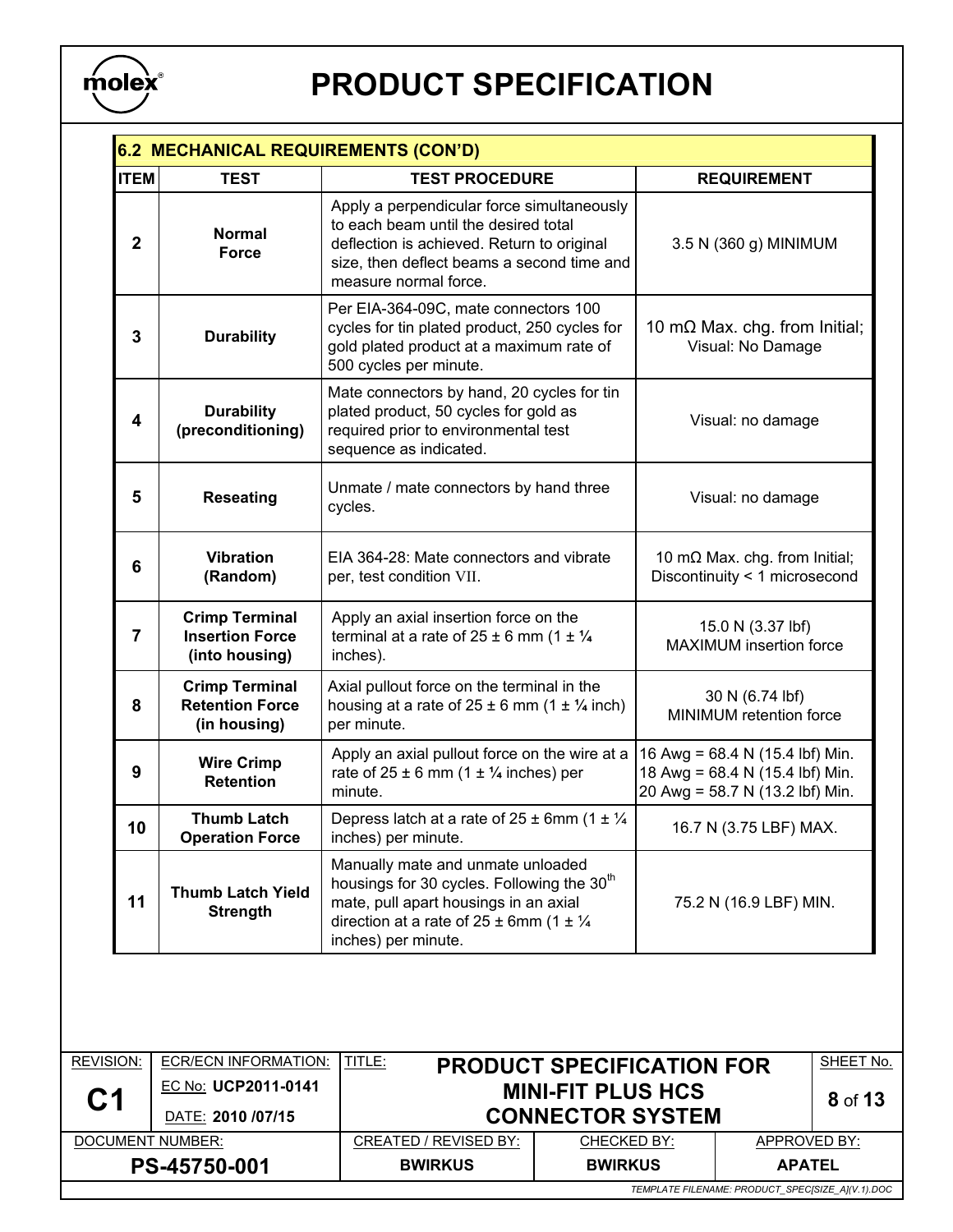| 6.2 MECHANICAL REQUIREMENTS (CON'D) | | | |
|---|---|---|---|
| **ITEM** | **TEST** | **TEST PROCEDURE** | **REQUIREMENT** |
| **2** | **Normal Force** | Apply a perpendicular force simultaneously to each beam until the desired total deflection is achieved. Return to original size, then deflect beams a second time and measure normal force. | 3.5 N (360 g) MINIMUM |
| **3** | **Durability** | Per EIA-364-09C, mate connectors 100 cycles for tin plated product, 250 cycles for gold plated product at a maximum rate of 500 cycles per minute. | 10 mΩ Max. chg. from Initial; Visual: No Damage |
| **4** | **Durability (preconditioning)** | Mate connectors by hand, 20 cycles for tin plated product, 50 cycles for gold as required prior to environmental test sequence as indicated. | Visual: no damage |
| **5** | **Reseating** | Unmate / mate connectors by hand three cycles. | Visual: no damage |
| **6** | **Vibration (Random)** | EIA 364-28: Mate connectors and vibrate per, test condition VII. | 10 mΩ Max. chg. from Initial; Discontinuity < 1 microsecond |
| **7** | **Crimp Terminal Insertion Force (into housing)** | Apply an axial insertion force on the terminal at a rate of 25 ± 6 mm (1 ± ¼ inches). | 15.0 N (3.37 lbf) MAXIMUM insertion force |
| **8** | **Crimp Terminal Retention Force (in housing)** | Axial pullout force on the terminal in the housing at a rate of 25 ± 6 mm (1 ± ¼ inch) per minute. | 30 N (6.74 lbf) MINIMUM retention force |
| **9** | **Wire Crimp Retention** | Apply an axial pullout force on the wire at a rate of 25 ± 6 mm (1 ± ¼ inches) per minute. | 16 Awg = 68.4 N (15.4 lbf) Min.<br>18 Awg = 68.4 N (15.4 lbf) Min.<br>20 Awg = 58.7 N (13.2 lbf) Min. |
| **10** | **Thumb Latch Operation Force** | Depress latch at a rate of 25 ± 6mm (1 ± ¼ inches) per minute. | 16.7 N (3.75 LBF) MAX. |
| **11** | **Thumb Latch Yield Strength** | Manually mate and unmate unloaded housings for 30 cycles. Following the 30th mate, pull apart housings in an axial direction at a rate of 25 ± 6mm (1 ± ¼ inches) per minute. | 75.2 N (16.9 LBF) MIN. |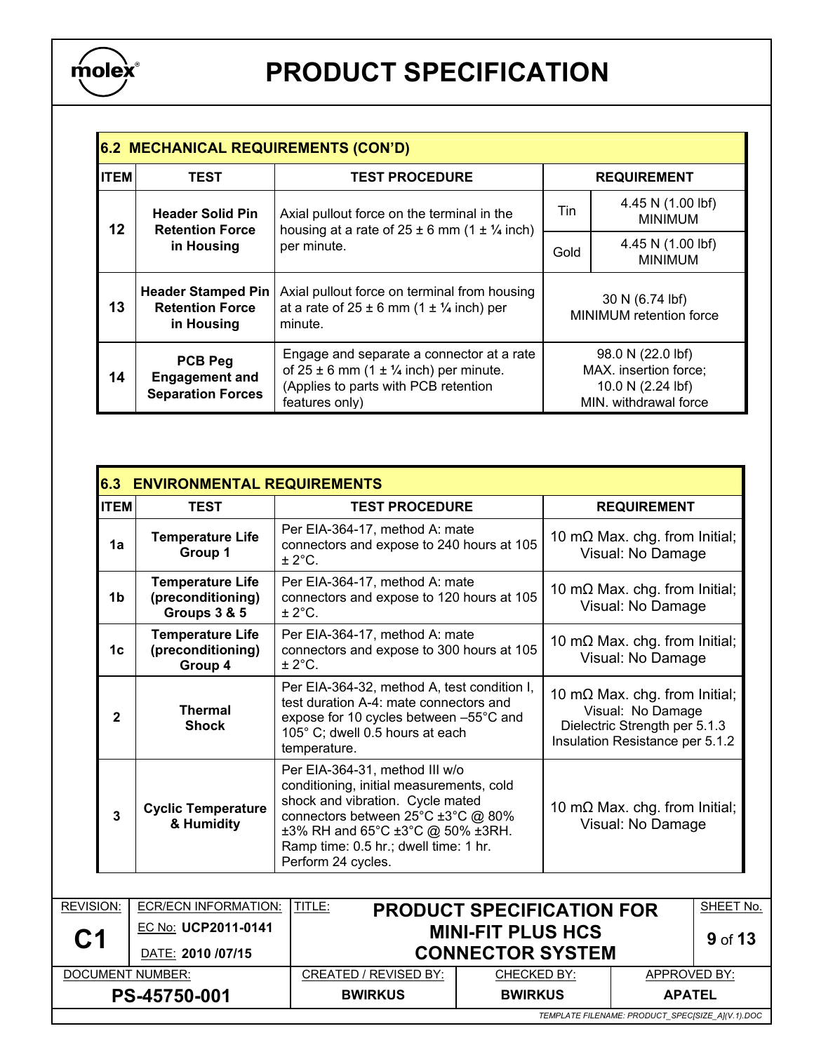## 6.2 MECHANICAL REQUIREMENTS (CON'D)

| ITEM | TEST | TEST PROCEDURE | REQUIREMENT | |
|---|---|---|---|---|
| 12 | **Header Solid Pin Retention Force in Housing** | Axial pullout force on the terminal in the housing at a rate of 25 ± 6 mm (1 ± ¼ inch) per minute. | Tin | 4.45 N (1.00 lbf) MINIMUM |
| | | | Gold | 4.45 N (1.00 lbf) MINIMUM |
| 13 | **Header Stamped Pin Retention Force in Housing** | Axial pullout force on terminal from housing at a rate of 25 ± 6 mm (1 ± ¼ inch) per minute. | 30 N (6.74 lbf) MINIMUM retention force | |
| 14 | **PCB Peg Engagement and Separation Forces** | Engage and separate a connector at a rate of 25 ± 6 mm (1 ± ¼ inch) per minute. (Applies to parts with PCB retention features only) | 98.0 N (22.0 lbf) MAX. insertion force; 10.0 N (2.24 lbf) MIN. withdrawal force | |

## 6.3 ENVIRONMENTAL REQUIREMENTS

| ITEM | TEST | TEST PROCEDURE | REQUIREMENT |
|---|---|---|---|
| 1a | **Temperature Life Group 1** | Per EIA-364-17, method A: mate connectors and expose to 240 hours at 105 ± 2°C. | 10 mΩ Max. chg. from Initial; Visual: No Damage |
| 1b | **Temperature Life (preconditioning) Groups 3 & 5** | Per EIA-364-17, method A: mate connectors and expose to 120 hours at 105 ± 2°C. | 10 mΩ Max. chg. from Initial; Visual: No Damage |
| 1c | **Temperature Life (preconditioning) Group 4** | Per EIA-364-17, method A: mate connectors and expose to 300 hours at 105 ± 2°C. | 10 mΩ Max. chg. from Initial; Visual: No Damage |
| 2 | **Thermal Shock** | Per EIA-364-32, method A, test condition I, test duration A-4: mate connectors and expose for 10 cycles between –55°C and 105° C; dwell 0.5 hours at each temperature. | 10 mΩ Max. chg. from Initial; Visual: No Damage Dielectric Strength per 5.1.3 Insulation Resistance per 5.1.2 |
| 3 | **Cyclic Temperature & Humidity** | Per EIA-364-31, method III w/o conditioning, initial measurements, cold shock and vibration. Cycle mated connectors between 25°C ±3°C @ 80% ±3% RH and 65°C ±3°C @ 50% ±3RH. Ramp time: 0.5 hr.; dwell time: 1 hr. Perform 24 cycles. | 10 mΩ Max. chg. from Initial; Visual: No Damage |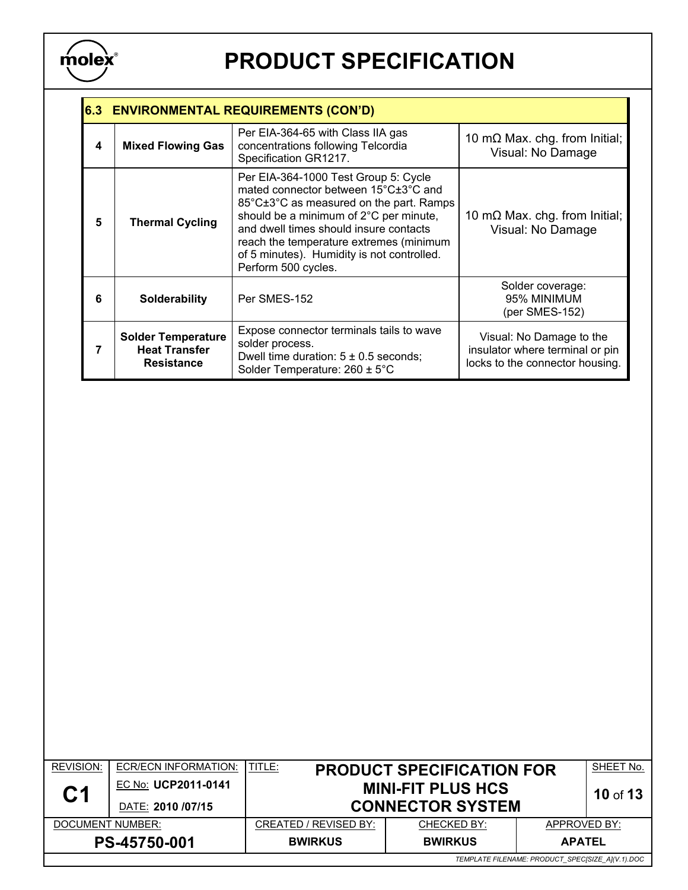# PRODUCT SPECIFICATION

| 6.3 | ENVIRONMENTAL REQUIREMENTS (CON'D) | | |
|---|---|---|---|
| 4 | **Mixed Flowing Gas** | Per EIA-364-65 with Class IIA gas concentrations following Telcordia Specification GR1217. | 10 mΩ Max. chg. from Initial; Visual: No Damage |
| 5 | **Thermal Cycling** | Per EIA-364-1000 Test Group 5: Cycle mated connector between 15°C±3°C and 85°C±3°C as measured on the part. Ramps should be a minimum of 2°C per minute, and dwell times should insure contacts reach the temperature extremes (minimum of 5 minutes). Humidity is not controlled. Perform 500 cycles. | 10 mΩ Max. chg. from Initial; Visual: No Damage |
| 6 | **Solderability** | Per SMES-152 | Solder coverage: 95% MINIMUM (per SMES-152) |
| 7 | **Solder Temperature Heat Transfer Resistance** | Expose connector terminals tails to wave solder process. Dwell time duration: 5 ± 0.5 seconds; Solder Temperature: 260 ± 5°C | Visual: No Damage to the insulator where terminal or pin locks to the connector housing. |

| REVISION: | ECR/ECN INFORMATION: | TITLE: | | SHEET No. |
|---|---|---|---|---|
| **C1** | EC No: **UCP2011-0141** DATE: **2010 /07/15** | **PRODUCT SPECIFICATION FOR MINI-FIT PLUS HCS CONNECTOR SYSTEM** | | **10** of **13** |
| DOCUMENT NUMBER: | CREATED / REVISED BY: | CHECKED BY: | APPROVED BY: | |
| **PS-45750-001** | **BWIRKUS** | **BWIRKUS** | **APATEL** | |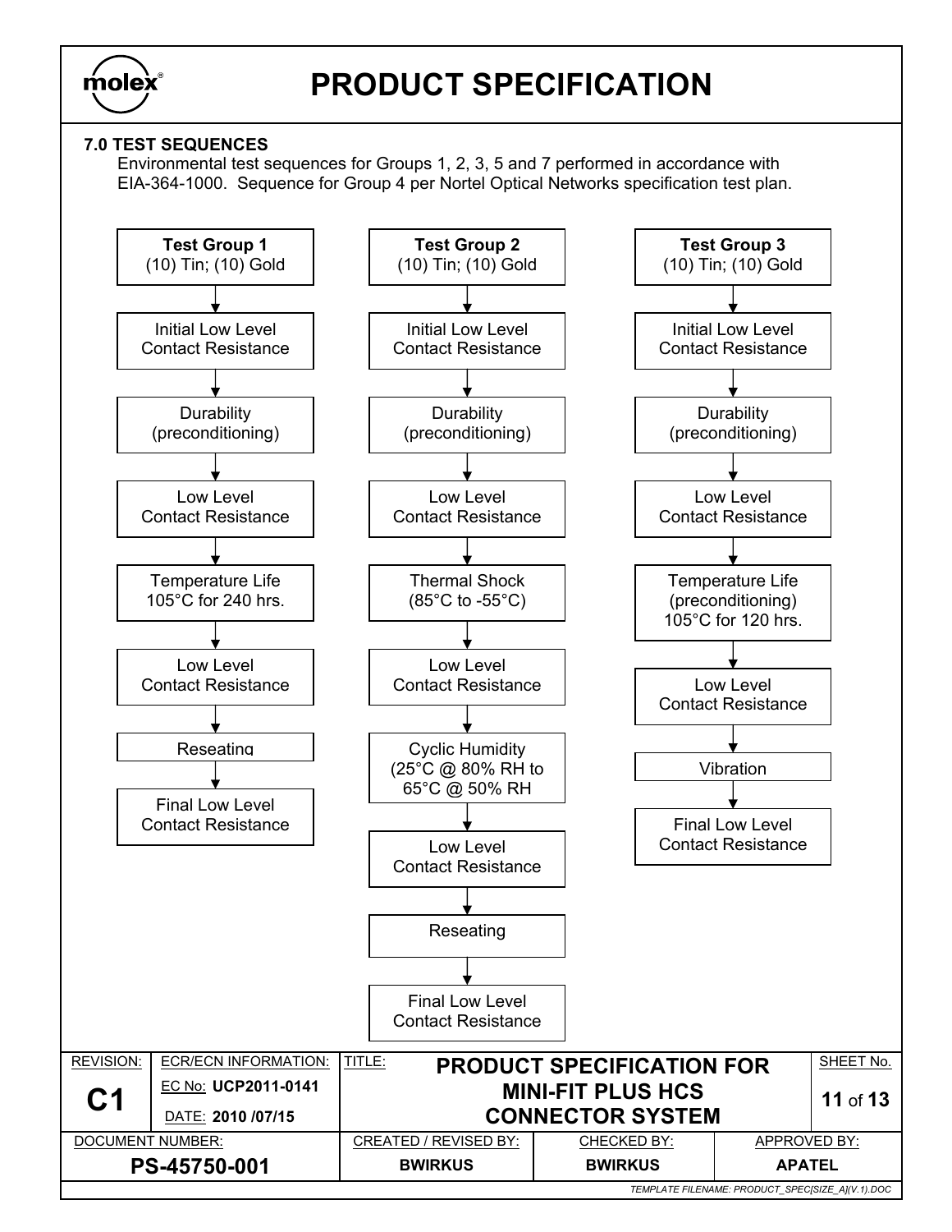# PRODUCT SPECIFICATION

### 7.0 TEST SEQUENCES

Environmental test sequences for Groups 1, 2, 3, 5 and 7 performed in accordance with EIA-364-1000. Sequence for Group 4 per Nortel Optical Networks specification test plan.

**Test Group 1**
(10) Tin; (10) Gold

1. Initial Low Level Contact Resistance
2. Durability (preconditioning)
3. Low Level Contact Resistance
4. Temperature Life 105°C for 240 hrs.
5. Low Level Contact Resistance
6. Reseating
7. Final Low Level Contact Resistance

**Test Group 2**
(10) Tin; (10) Gold

1. Initial Low Level Contact Resistance
2. Durability (preconditioning)
3. Low Level Contact Resistance
4. Thermal Shock (85°C to -55°C)
5. Low Level Contact Resistance
6. Cyclic Humidity (25°C @ 80% RH to 65°C @ 50% RH
7. Low Level Contact Resistance
8. Reseating
9. Final Low Level Contact Resistance

**Test Group 3**
(10) Tin; (10) Gold

1. Initial Low Level Contact Resistance
2. Durability (preconditioning)
3. Low Level Contact Resistance
4. Temperature Life (preconditioning) 105°C for 120 hrs.
5. Low Level Contact Resistance
6. Vibration
7. Final Low Level Contact Resistance

| REVISION: | ECR/ECN INFORMATION: | TITLE: | | SHEET No. |
|---|---|---|---|---|
| C1 | EC No: UCP2011-0141<br>DATE: 2010 /07/15 | PRODUCT SPECIFICATION FOR MINI-FIT PLUS HCS CONNECTOR SYSTEM | | 11 of 13 |
| DOCUMENT NUMBER: | | CREATED / REVISED BY: | CHECKED BY: | APPROVED BY: |
| PS-45750-001 | | BWIRKUS | BWIRKUS | APATEL |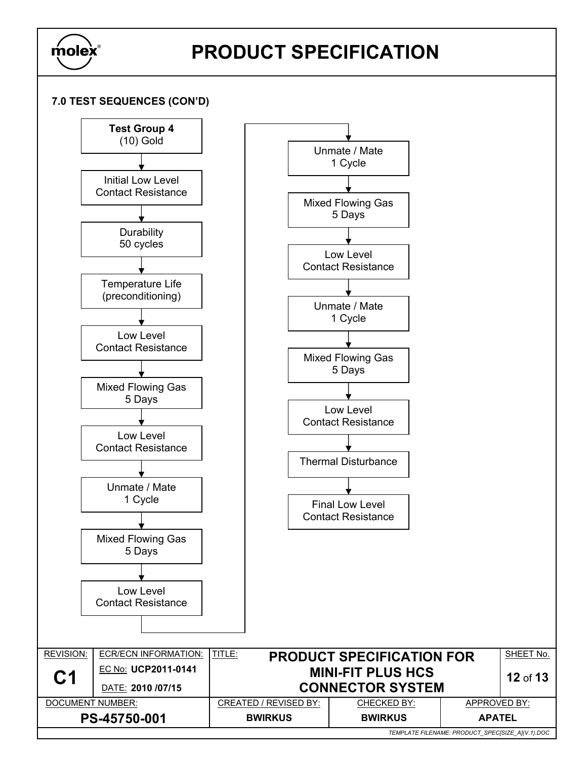### 7.0 TEST SEQUENCES (CON'D)

**Test Group 4**
(10) Gold

1. Initial Low Level Contact Resistance
2. Durability 50 cycles
3. Temperature Life (preconditioning)
4. Low Level Contact Resistance
5. Mixed Flowing Gas 5 Days
6. Low Level Contact Resistance
7. Unmate / Mate 1 Cycle
8. Mixed Flowing Gas 5 Days
9. Low Level Contact Resistance
10. Unmate / Mate 1 Cycle
11. Mixed Flowing Gas 5 Days
12. Low Level Contact Resistance
13. Unmate / Mate 1 Cycle
14. Mixed Flowing Gas 5 Days
15. Low Level Contact Resistance
16. Thermal Disturbance
17. Final Low Level Contact Resistance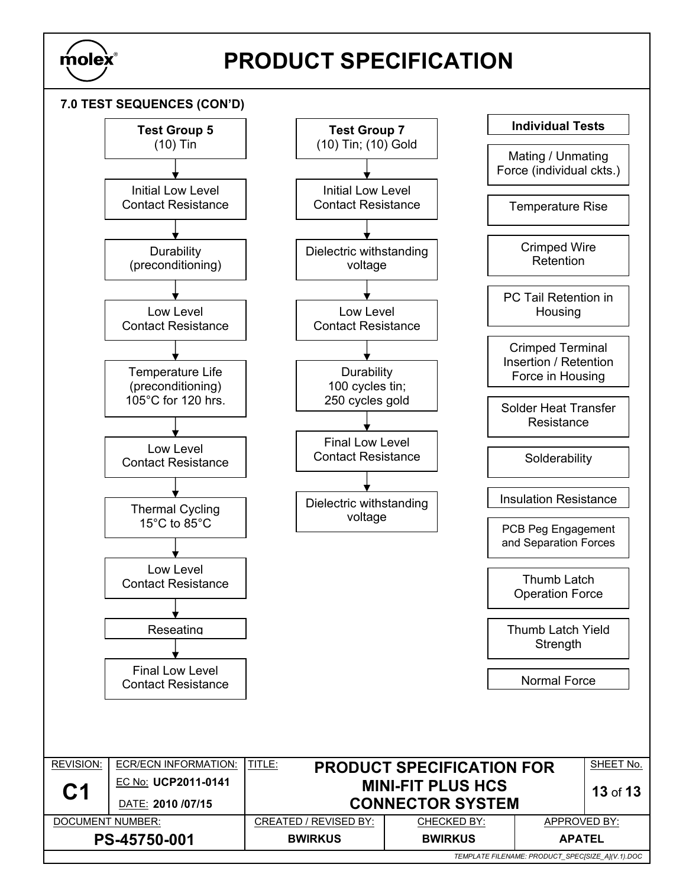**7.0 TEST SEQUENCES (CON'D)**

**Test Group 5**
(10) Tin

- Initial Low Level Contact Resistance
- Durability (preconditioning)
- Low Level Contact Resistance
- Temperature Life (preconditioning) 105°C for 120 hrs.
- Low Level Contact Resistance
- Thermal Cycling 15°C to 85°C
- Low Level Contact Resistance
- Reseating
- Final Low Level Contact Resistance

**Test Group 7**
(10) Tin; (10) Gold

- Initial Low Level Contact Resistance
- Dielectric withstanding voltage
- Low Level Contact Resistance
- Durability 100 cycles tin; 250 cycles gold
- Final Low Level Contact Resistance
- Dielectric withstanding voltage

**Individual Tests**

- Mating / Unmating Force (individual ckts.)
- Temperature Rise
- Crimped Wire Retention
- PC Tail Retention in Housing
- Crimped Terminal Insertion / Retention Force in Housing
- Solder Heat Transfer Resistance
- Solderability
- Insulation Resistance
- PCB Peg Engagement and Separation Forces
- Thumb Latch Operation Force
- Thumb Latch Yield Strength
- Normal Force

| REVISION: | ECR/ECN INFORMATION: | TITLE: | | SHEET No. |
|---|---|---|---|---|
| C1 | EC No: UCP2011-0141<br>DATE: 2010 /07/15 | PRODUCT SPECIFICATION FOR MINI-FIT PLUS HCS CONNECTOR SYSTEM | | 13 of 13 |
| DOCUMENT NUMBER: | | CREATED / REVISED BY: | CHECKED BY: | APPROVED BY: |
| PS-45750-001 | | BWIRKUS | BWIRKUS | APATEL |